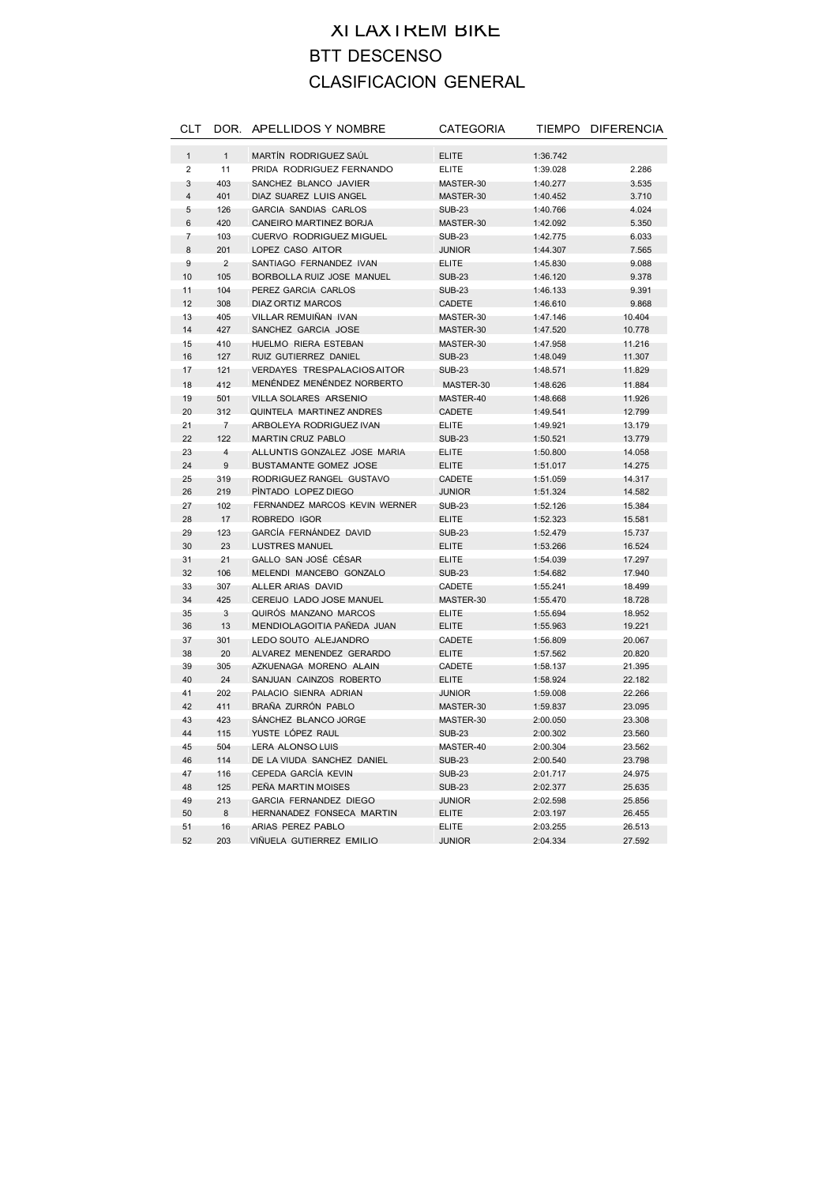# XI LAXTREM BIKE

## BTT DESCENSO

## CLASIFICACION GENERAL

| CLT | DOR. | APELLIDOS Y NOMBRE | CATEGORIA | TIEMPO | DIFERENCIA |
|---|---|---|---|---|---|
| 1 | 1 | MARTÍN RODRIGUEZ SAÚL | ELITE | 1:36.742 | |
| 2 | 11 | PRIDA RODRIGUEZ FERNANDO | ELITE | 1:39.028 | 2.286 |
| 3 | 403 | SANCHEZ BLANCO JAVIER | MASTER-30 | 1:40.277 | 3.535 |
| 4 | 401 | DIAZ SUAREZ LUIS ANGEL | MASTER-30 | 1:40.452 | 3.710 |
| 5 | 126 | GARCIA SANDIAS CARLOS | SUB-23 | 1:40.766 | 4.024 |
| 6 | 420 | CANEIRO MARTINEZ BORJA | MASTER-30 | 1:42.092 | 5.350 |
| 7 | 103 | CUERVO RODRIGUEZ MIGUEL | SUB-23 | 1:42.775 | 6.033 |
| 8 | 201 | LOPEZ CASO AITOR | JUNIOR | 1:44.307 | 7.565 |
| 9 | 2 | SANTIAGO FERNANDEZ IVAN | ELITE | 1:45.830 | 9.088 |
| 10 | 105 | BORBOLLA RUIZ JOSE MANUEL | SUB-23 | 1:46.120 | 9.378 |
| 11 | 104 | PEREZ GARCIA CARLOS | SUB-23 | 1:46.133 | 9.391 |
| 12 | 308 | DIAZ ORTIZ MARCOS | CADETE | 1:46.610 | 9.868 |
| 13 | 405 | VILLAR REMUIÑAN IVAN | MASTER-30 | 1:47.146 | 10.404 |
| 14 | 427 | SANCHEZ GARCIA JOSE | MASTER-30 | 1:47.520 | 10.778 |
| 15 | 410 | HUELMO RIERA ESTEBAN | MASTER-30 | 1:47.958 | 11.216 |
| 16 | 127 | RUIZ GUTIERREZ DANIEL | SUB-23 | 1:48.049 | 11.307 |
| 17 | 121 | VERDAYES TRESPALACIOS AITOR | SUB-23 | 1:48.571 | 11.829 |
| 18 | 412 | MENÉNDEZ MENÉNDEZ NORBERTO | MASTER-30 | 1:48.626 | 11.884 |
| 19 | 501 | VILLA SOLARES ARSENIO | MASTER-40 | 1:48.668 | 11.926 |
| 20 | 312 | QUINTELA MARTINEZ ANDRES | CADETE | 1:49.541 | 12.799 |
| 21 | 7 | ARBOLEYA RODRIGUEZ IVAN | ELITE | 1:49.921 | 13.179 |
| 22 | 122 | MARTIN CRUZ PABLO | SUB-23 | 1:50.521 | 13.779 |
| 23 | 4 | ALLUNTIS GONZALEZ JOSE MARIA | ELITE | 1:50.800 | 14.058 |
| 24 | 9 | BUSTAMANTE GOMEZ JOSE | ELITE | 1:51.017 | 14.275 |
| 25 | 319 | RODRIGUEZ RANGEL GUSTAVO | CADETE | 1:51.059 | 14.317 |
| 26 | 219 | PÌNTADO LOPEZ DIEGO | JUNIOR | 1:51.324 | 14.582 |
| 27 | 102 | FERNANDEZ MARCOS KEVIN WERNER | SUB-23 | 1:52.126 | 15.384 |
| 28 | 17 | ROBREDO IGOR | ELITE | 1:52.323 | 15.581 |
| 29 | 123 | GARCÍA FERNÁNDEZ DAVID | SUB-23 | 1:52.479 | 15.737 |
| 30 | 23 | LUSTRES MANUEL | ELITE | 1:53.266 | 16.524 |
| 31 | 21 | GALLO SAN JOSÉ CÉSAR | ELITE | 1:54.039 | 17.297 |
| 32 | 106 | MELENDI MANCEBO GONZALO | SUB-23 | 1:54.682 | 17.940 |
| 33 | 307 | ALLER ARIAS DAVID | CADETE | 1:55.241 | 18.499 |
| 34 | 425 | CEREIJO LADO JOSE MANUEL | MASTER-30 | 1:55.470 | 18.728 |
| 35 | 3 | QUIRÓS MANZANO MARCOS | ELITE | 1:55.694 | 18.952 |
| 36 | 13 | MENDIOLAGOITIA PAÑEDA JUAN | ELITE | 1:55.963 | 19.221 |
| 37 | 301 | LEDO SOUTO ALEJANDRO | CADETE | 1:56.809 | 20.067 |
| 38 | 20 | ALVAREZ MENENDEZ GERARDO | ELITE | 1:57.562 | 20.820 |
| 39 | 305 | AZKUENAGA MORENO ALAIN | CADETE | 1:58.137 | 21.395 |
| 40 | 24 | SANJUAN CAINZOS ROBERTO | ELITE | 1:58.924 | 22.182 |
| 41 | 202 | PALACIO SIENRA ADRIAN | JUNIOR | 1:59.008 | 22.266 |
| 42 | 411 | BRAÑA ZURRÓN PABLO | MASTER-30 | 1:59.837 | 23.095 |
| 43 | 423 | SÁNCHEZ BLANCO JORGE | MASTER-30 | 2:00.050 | 23.308 |
| 44 | 115 | YUSTE LÓPEZ RAUL | SUB-23 | 2:00.302 | 23.560 |
| 45 | 504 | LERA ALONSO LUIS | MASTER-40 | 2:00.304 | 23.562 |
| 46 | 114 | DE LA VIUDA SANCHEZ DANIEL | SUB-23 | 2:00.540 | 23.798 |
| 47 | 116 | CEPEDA GARCÍA KEVIN | SUB-23 | 2:01.717 | 24.975 |
| 48 | 125 | PEÑA MARTIN MOISES | SUB-23 | 2:02.377 | 25.635 |
| 49 | 213 | GARCIA FERNANDEZ DIEGO | JUNIOR | 2:02.598 | 25.856 |
| 50 | 8 | HERNANADEZ FONSECA MARTIN | ELITE | 2:03.197 | 26.455 |
| 51 | 16 | ARIAS PEREZ PABLO | ELITE | 2:03.255 | 26.513 |
| 52 | 203 | VIÑUELA GUTIERREZ EMILIO | JUNIOR | 2:04.334 | 27.592 |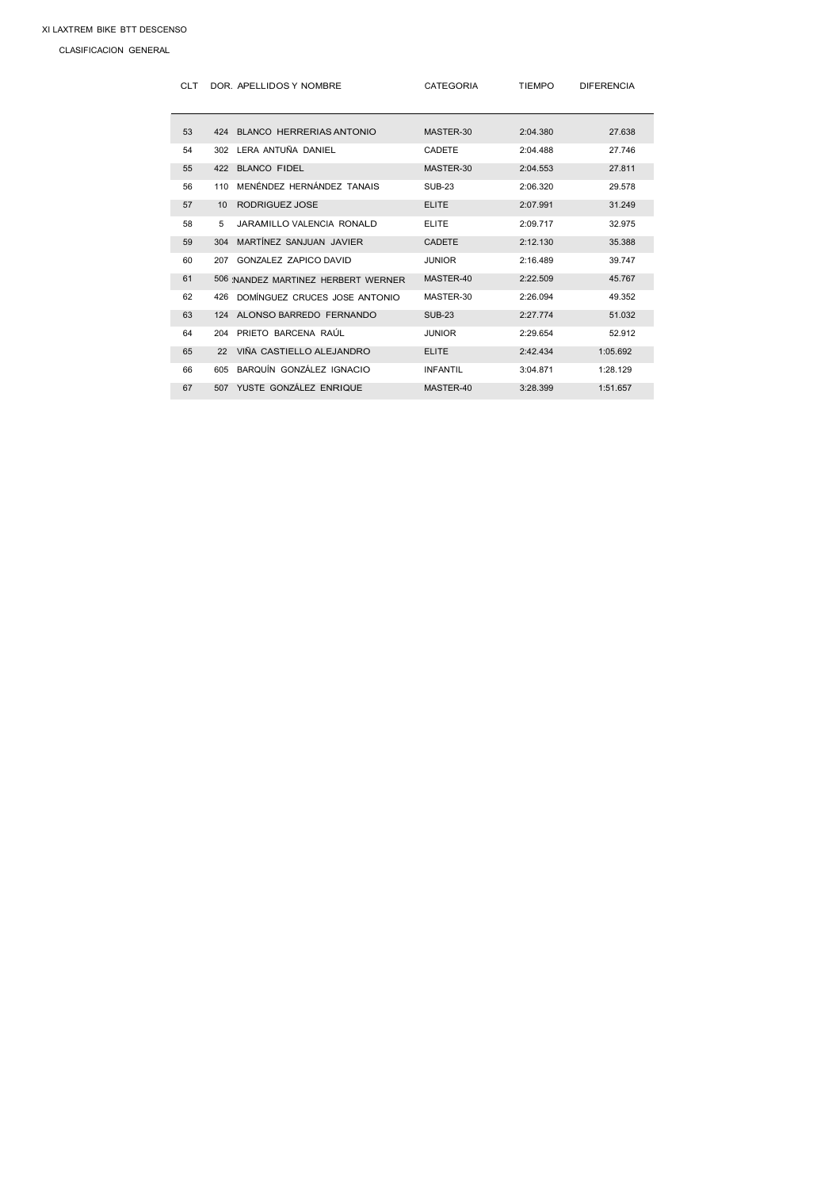XI LAXTREM BIKE BTT DESCENSO

CLASIFICACION GENERAL

| CLT | DOR. | APELLIDOS Y NOMBRE | CATEGORIA | TIEMPO | DIFERENCIA |
|---|---|---|---|---|---|
| 53 | 424 | BLANCO HERRERIAS ANTONIO | MASTER-30 | 2:04.380 | 27.638 |
| 54 | 302 | LERA ANTUÑA DANIEL | CADETE | 2:04.488 | 27.746 |
| 55 | 422 | BLANCO FIDEL | MASTER-30 | 2:04.553 | 27.811 |
| 56 | 110 | MENÉNDEZ HERNÁNDEZ TANAIS | SUB-23 | 2:06.320 | 29.578 |
| 57 | 10 | RODRIGUEZ JOSE | ELITE | 2:07.991 | 31.249 |
| 58 | 5 | JARAMILLO VALENCIA RONALD | ELITE | 2:09.717 | 32.975 |
| 59 | 304 | MARTÍNEZ SANJUAN JAVIER | CADETE | 2:12.130 | 35.388 |
| 60 | 207 | GONZALEZ ZAPICO DAVID | JUNIOR | 2:16.489 | 39.747 |
| 61 | 506 | :NANDEZ MARTINEZ HERBERT WERNER | MASTER-40 | 2:22.509 | 45.767 |
| 62 | 426 | DOMÍNGUEZ CRUCES JOSE ANTONIO | MASTER-30 | 2:26.094 | 49.352 |
| 63 | 124 | ALONSO BARREDO FERNANDO | SUB-23 | 2:27.774 | 51.032 |
| 64 | 204 | PRIETO BARCENA RAÚL | JUNIOR | 2:29.654 | 52.912 |
| 65 | 22 | VIÑA CASTIELLO ALEJANDRO | ELITE | 2:42.434 | 1:05.692 |
| 66 | 605 | BARQUÍN GONZÁLEZ IGNACIO | INFANTIL | 3:04.871 | 1:28.129 |
| 67 | 507 | YUSTE GONZÁLEZ ENRIQUE | MASTER-40 | 3:28.399 | 1:51.657 |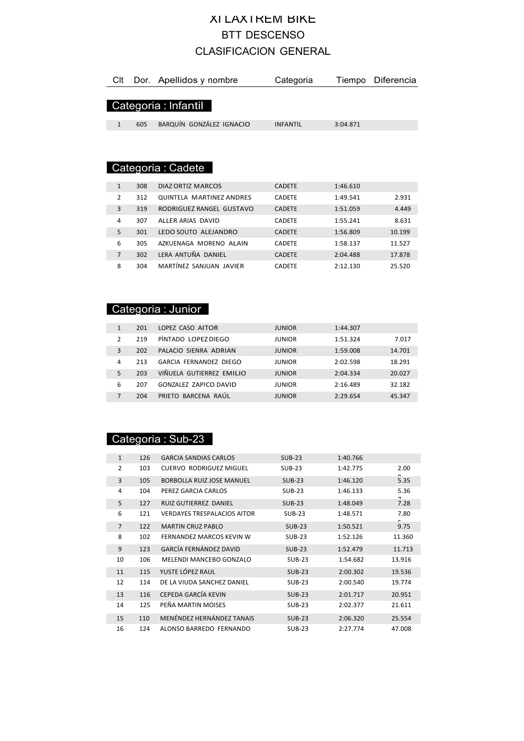# XI LAXTREM BIKE

## BTT DESCENSO

## CLASIFICACION GENERAL

| Clt | Dor. | Apellidos y nombre | Categoria | Tiempo | Diferencia |
|---|---|---|---|---|---|

### Categoria : Infantil

| Clt | Dor. | Apellidos y nombre | Categoria | Tiempo | Diferencia |
|---|---|---|---|---|---|
| 1 | 605 | BARQUÍN GONZÁLEZ IGNACIO | INFANTIL | 3:04.871 | |

### Categoria : Cadete

| Clt | Dor. | Apellidos y nombre | Categoria | Tiempo | Diferencia |
|---|---|---|---|---|---|
| 1 | 308 | DIAZ ORTIZ MARCOS | CADETE | 1:46.610 | |
| 2 | 312 | QUINTELA MARTINEZ ANDRES | CADETE | 1:49.541 | 2.931 |
| 3 | 319 | RODRIGUEZ RANGEL GUSTAVO | CADETE | 1:51.059 | 4.449 |
| 4 | 307 | ALLER ARIAS DAVID | CADETE | 1:55.241 | 8.631 |
| 5 | 301 | LEDO SOUTO ALEJANDRO | CADETE | 1:56.809 | 10.199 |
| 6 | 305 | AZKUENAGA MORENO ALAIN | CADETE | 1:58.137 | 11.527 |
| 7 | 302 | LERA ANTUÑA DANIEL | CADETE | 2:04.488 | 17.878 |
| 8 | 304 | MARTÍNEZ SANJUAN JAVIER | CADETE | 2:12.130 | 25.520 |

### Categoria : Junior

| Clt | Dor. | Apellidos y nombre | Categoria | Tiempo | Diferencia |
|---|---|---|---|---|---|
| 1 | 201 | LOPEZ CASO AITOR | JUNIOR | 1:44.307 | |
| 2 | 219 | PÌNTADO LOPEZ DIEGO | JUNIOR | 1:51.324 | 7.017 |
| 3 | 202 | PALACIO SIENRA ADRIAN | JUNIOR | 1:59.008 | 14.701 |
| 4 | 213 | GARCIA FERNANDEZ DIEGO | JUNIOR | 2:02.598 | 18.291 |
| 5 | 203 | VIÑUELA GUTIERREZ EMILIO | JUNIOR | 2:04.334 | 20.027 |
| 6 | 207 | GONZALEZ ZAPICO DAVID | JUNIOR | 2:16.489 | 32.182 |
| 7 | 204 | PRIETO BARCENA RAÚL | JUNIOR | 2:29.654 | 45.347 |

### Categoria : Sub-23

| Clt | Dor. | Apellidos y nombre | Categoria | Tiempo | Diferencia |
|---|---|---|---|---|---|
| 1 | 126 | GARCIA SANDIAS CARLOS | SUB-23 | 1:40.766 | |
| 2 | 103 | CUERVO RODRIGUEZ MIGUEL | SUB-23 | 1:42.775 | 2.009 |
| 3 | 105 | BORBOLLA RUIZ JOSE MANUEL | SUB-23 | 1:46.120 | 5.354 |
| 4 | 104 | PEREZ GARCIA CARLOS | SUB-23 | 1:46.133 | 5.367 |
| 5 | 127 | RUIZ GUTIERREZ DANIEL | SUB-23 | 1:48.049 | 7.283 |
| 6 | 121 | VERDAYES TRESPALACIOS AITOR | SUB-23 | 1:48.571 | 7.805 |
| 7 | 122 | MARTIN CRUZ PABLO | SUB-23 | 1:50.521 | 9.755 |
| 8 | 102 | FERNANDEZ MARCOS KEVIN W | SUB-23 | 1:52.126 | 11.360 |
| 9 | 123 | GARCÍA FERNÁNDEZ DAVID | SUB-23 | 1:52.479 | 11.713 |
| 10 | 106 | MELENDI MANCEBO GONZALO | SUB-23 | 1:54.682 | 13.916 |
| 11 | 115 | YUSTE LÓPEZ RAUL | SUB-23 | 2:00.302 | 19.536 |
| 12 | 114 | DE LA VIUDA SANCHEZ DANIEL | SUB-23 | 2:00.540 | 19.774 |
| 13 | 116 | CEPEDA GARCÍA KEVIN | SUB-23 | 2:01.717 | 20.951 |
| 14 | 125 | PEÑA MARTIN MOISES | SUB-23 | 2:02.377 | 21.611 |
| 15 | 110 | MENÉNDEZ HERNÁNDEZ TANAIS | SUB-23 | 2:06.320 | 25.554 |
| 16 | 124 | ALONSO BARREDO FERNANDO | SUB-23 | 2:27.774 | 47.008 |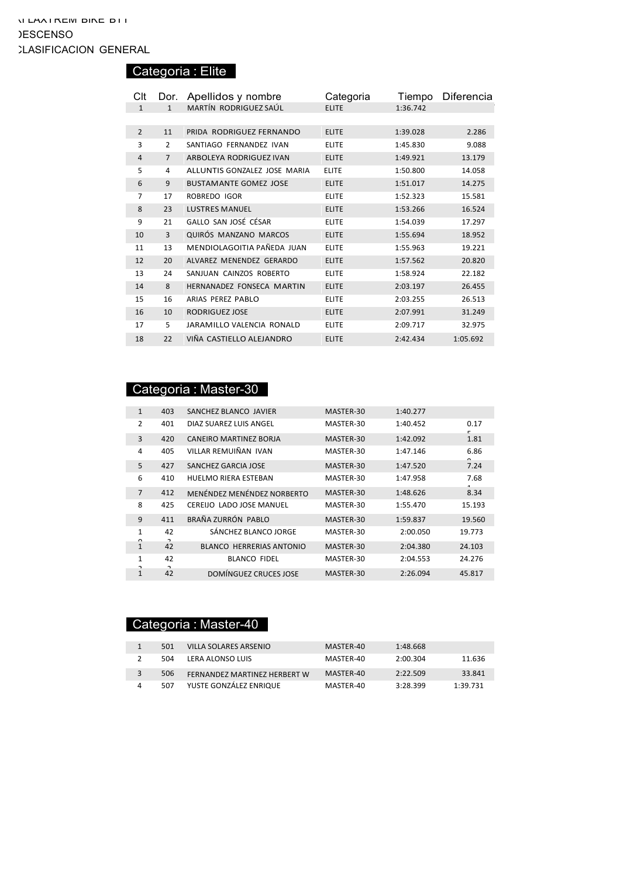LAXTREM BIKE BTT
DESCENSO
CLASIFICACION GENERAL

## Categoria : Elite

| Clt | Dor. | Apellidos y nombre | Categoria | Tiempo | Diferencia |
|---|---|---|---|---|---|
| 1 | 1 | MARTÍN RODRIGUEZ SAÚL | ELITE | 1:36.742 | |
| 2 | 11 | PRIDA RODRIGUEZ FERNANDO | ELITE | 1:39.028 | 2.286 |
| 3 | 2 | SANTIAGO FERNANDEZ IVAN | ELITE | 1:45.830 | 9.088 |
| 4 | 7 | ARBOLEYA RODRIGUEZ IVAN | ELITE | 1:49.921 | 13.179 |
| 5 | 4 | ALLUNTIS GONZALEZ JOSE MARIA | ELITE | 1:50.800 | 14.058 |
| 6 | 9 | BUSTAMANTE GOMEZ JOSE | ELITE | 1:51.017 | 14.275 |
| 7 | 17 | ROBREDO IGOR | ELITE | 1:52.323 | 15.581 |
| 8 | 23 | LUSTRES MANUEL | ELITE | 1:53.266 | 16.524 |
| 9 | 21 | GALLO SAN JOSÉ CÉSAR | ELITE | 1:54.039 | 17.297 |
| 10 | 3 | QUIRÓS MANZANO MARCOS | ELITE | 1:55.694 | 18.952 |
| 11 | 13 | MENDIOLAGOITIA PAÑEDA JUAN | ELITE | 1:55.963 | 19.221 |
| 12 | 20 | ALVAREZ MENENDEZ GERARDO | ELITE | 1:57.562 | 20.820 |
| 13 | 24 | SANJUAN CAINZOS ROBERTO | ELITE | 1:58.924 | 22.182 |
| 14 | 8 | HERNANADEZ FONSECA MARTIN | ELITE | 2:03.197 | 26.455 |
| 15 | 16 | ARIAS PEREZ PABLO | ELITE | 2:03.255 | 26.513 |
| 16 | 10 | RODRIGUEZ JOSE | ELITE | 2:07.991 | 31.249 |
| 17 | 5 | JARAMILLO VALENCIA RONALD | ELITE | 2:09.717 | 32.975 |
| 18 | 22 | VIÑA CASTIELLO ALEJANDRO | ELITE | 2:42.434 | 1:05.692 |

## Categoria : Master-30

| | | | | | |
|---|---|---|---|---|---|
| 1 | 403 | SANCHEZ BLANCO JAVIER | MASTER-30 | 1:40.277 | |
| 2 | 401 | DIAZ SUAREZ LUIS ANGEL | MASTER-30 | 1:40.452 | 0.175 |
| 3 | 420 | CANEIRO MARTINEZ BORJA | MASTER-30 | 1:42.092 | 1.815 |
| 4 | 405 | VILLAR REMUIÑAN IVAN | MASTER-30 | 1:47.146 | 6.869 |
| 5 | 427 | SANCHEZ GARCIA JOSE | MASTER-30 | 1:47.520 | 7.243 |
| 6 | 410 | HUELMO RIERA ESTEBAN | MASTER-30 | 1:47.958 | 7.681 |
| 7 | 412 | MENÉNDEZ MENÉNDEZ NORBERTO | MASTER-30 | 1:48.626 | 8.349 |
| 8 | 425 | CEREIJO LADO JOSE MANUEL | MASTER-30 | 1:55.470 | 15.193 |
| 9 | 411 | BRAÑA ZURRÓN PABLO | MASTER-30 | 1:59.837 | 19.560 |
| 10 | 42 | SÁNCHEZ BLANCO JORGE | MASTER-30 | 2:00.050 | 19.773 |
| 11 | 42 | BLANCO HERRERIAS ANTONIO | MASTER-30 | 2:04.380 | 24.103 |
| 12 | 42 | BLANCO FIDEL | MASTER-30 | 2:04.553 | 24.276 |
| 13 | 42 | DOMÍNGUEZ CRUCES JOSE | MASTER-30 | 2:26.094 | 45.817 |

## Categoria : Master-40

| | | | | | |
|---|---|---|---|---|---|
| 1 | 501 | VILLA SOLARES ARSENIO | MASTER-40 | 1:48.668 | |
| 2 | 504 | LERA ALONSO LUIS | MASTER-40 | 2:00.304 | 11.636 |
| 3 | 506 | FERNANDEZ MARTINEZ HERBERT W | MASTER-40 | 2:22.509 | 33.841 |
| 4 | 507 | YUSTE GONZÁLEZ ENRIQUE | MASTER-40 | 3:28.399 | 1:39.731 |